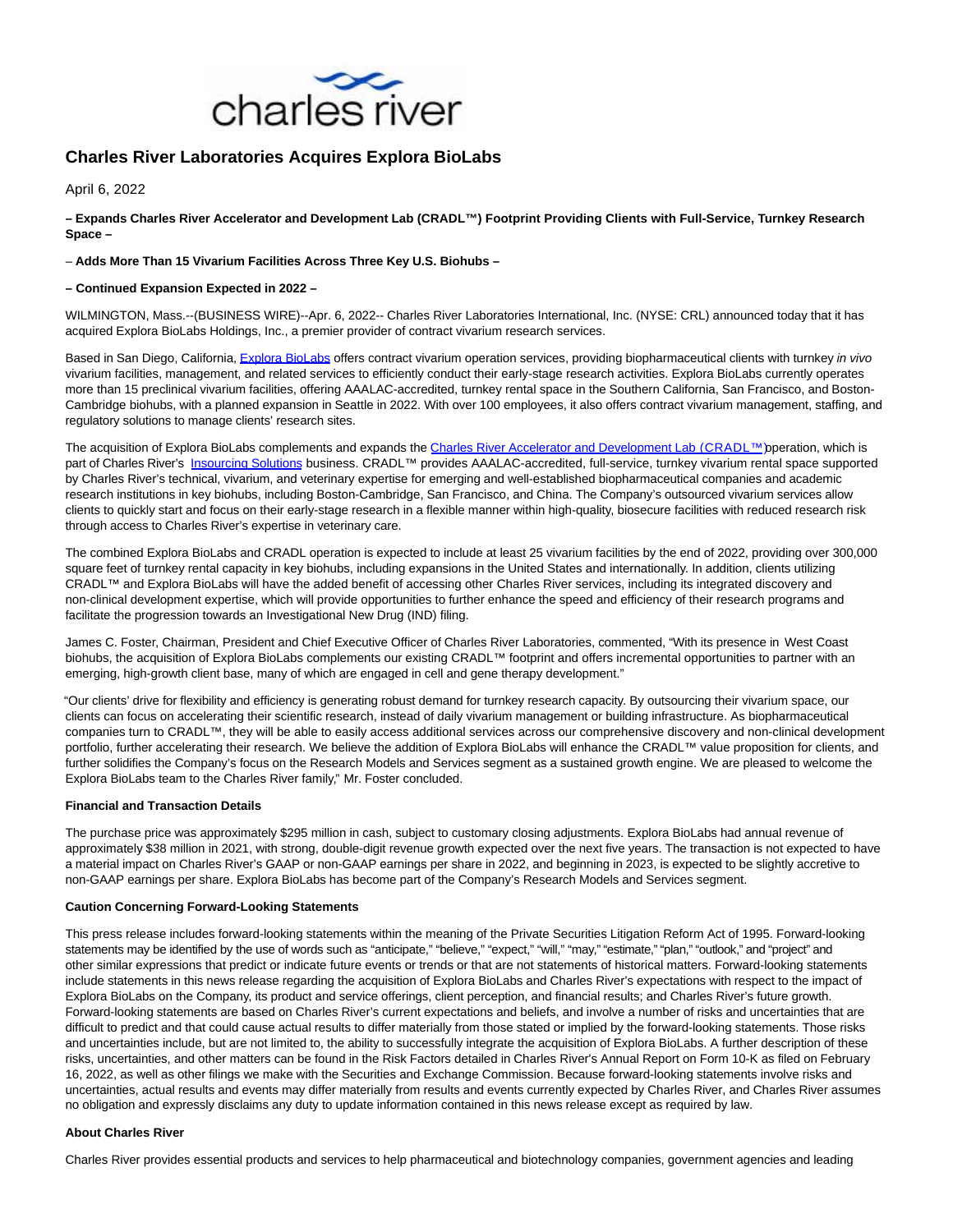# Charles River Laboratories Acquires Explora BioLabs

April 6, 2022

**– Expands Charles River Accelerator and Development Lab (CRADL™) Footprint Providing Clients with Full-Service, Turnkey Research Space –**

– **Adds More Than 15 Vivarium Facilities Across Three Key U.S. Biohubs –**

**– Continued Expansion Expected in 2022 –**

WILMINGTON, Mass.--(BUSINESS WIRE)--Apr. 6, 2022-- Charles River Laboratories International, Inc. (NYSE: CRL) announced today that it has acquired Explora BioLabs Holdings, Inc., a premier provider of contract vivarium research services.

Based in San Diego, California, Explora BioLabs offers contract vivarium operation services, providing biopharmaceutical clients with turnkey *in vivo* vivarium facilities, management, and related services to efficiently conduct their early-stage research activities. Explora BioLabs currently operates more than 15 preclinical vivarium facilities, offering AAALAC-accredited, turnkey rental space in the Southern California, San Francisco, and Boston-Cambridge biohubs, with a planned expansion in Seattle in 2022. With over 100 employees, it also offers contract vivarium management, staffing, and regulatory solutions to manage clients' research sites.

The acquisition of Explora BioLabs complements and expands the Charles River Accelerator and Development Lab (CRADL™) operation, which is part of Charles River's Insourcing Solutions business. CRADL™ provides AAALAC-accredited, full-service, turnkey vivarium rental space supported by Charles River's technical, vivarium, and veterinary expertise for emerging and well-established biopharmaceutical companies and academic research institutions in key biohubs, including Boston-Cambridge, San Francisco, and China. The Company's outsourced vivarium services allow clients to quickly start and focus on their early-stage research in a flexible manner within high-quality, biosecure facilities with reduced research risk through access to Charles River's expertise in veterinary care.

The combined Explora BioLabs and CRADL operation is expected to include at least 25 vivarium facilities by the end of 2022, providing over 300,000 square feet of turnkey rental capacity in key biohubs, including expansions in the United States and internationally. In addition, clients utilizing CRADL™ and Explora BioLabs will have the added benefit of accessing other Charles River services, including its integrated discovery and non-clinical development expertise, which will provide opportunities to further enhance the speed and efficiency of their research programs and facilitate the progression towards an Investigational New Drug (IND) filing.

James C. Foster, Chairman, President and Chief Executive Officer of Charles River Laboratories, commented, "With its presence in West Coast biohubs, the acquisition of Explora BioLabs complements our existing CRADL™ footprint and offers incremental opportunities to partner with an emerging, high-growth client base, many of which are engaged in cell and gene therapy development."

"Our clients' drive for flexibility and efficiency is generating robust demand for turnkey research capacity. By outsourcing their vivarium space, our clients can focus on accelerating their scientific research, instead of daily vivarium management or building infrastructure. As biopharmaceutical companies turn to CRADL™, they will be able to easily access additional services across our comprehensive discovery and non-clinical development portfolio, further accelerating their research. We believe the addition of Explora BioLabs will enhance the CRADL™ value proposition for clients, and further solidifies the Company's focus on the Research Models and Services segment as a sustained growth engine. We are pleased to welcome the Explora BioLabs team to the Charles River family," Mr. Foster concluded.

**Financial and Transaction Details**

The purchase price was approximately $295 million in cash, subject to customary closing adjustments. Explora BioLabs had annual revenue of approximately $38 million in 2021, with strong, double-digit revenue growth expected over the next five years. The transaction is not expected to have a material impact on Charles River's GAAP or non-GAAP earnings per share in 2022, and beginning in 2023, is expected to be slightly accretive to non-GAAP earnings per share. Explora BioLabs has become part of the Company's Research Models and Services segment.

**Caution Concerning Forward-Looking Statements**

This press release includes forward-looking statements within the meaning of the Private Securities Litigation Reform Act of 1995. Forward-looking statements may be identified by the use of words such as "anticipate," "believe," "expect," "will," "may," "estimate," "plan," "outlook," and "project" and other similar expressions that predict or indicate future events or trends or that are not statements of historical matters. Forward-looking statements include statements in this news release regarding the acquisition of Explora BioLabs and Charles River's expectations with respect to the impact of Explora BioLabs on the Company, its product and service offerings, client perception, and financial results; and Charles River's future growth. Forward-looking statements are based on Charles River's current expectations and beliefs, and involve a number of risks and uncertainties that are difficult to predict and that could cause actual results to differ materially from those stated or implied by the forward-looking statements. Those risks and uncertainties include, but are not limited to, the ability to successfully integrate the acquisition of Explora BioLabs. A further description of these risks, uncertainties, and other matters can be found in the Risk Factors detailed in Charles River's Annual Report on Form 10-K as filed on February 16, 2022, as well as other filings we make with the Securities and Exchange Commission. Because forward-looking statements involve risks and uncertainties, actual results and events may differ materially from results and events currently expected by Charles River, and Charles River assumes no obligation and expressly disclaims any duty to update information contained in this news release except as required by law.

**About Charles River**

Charles River provides essential products and services to help pharmaceutical and biotechnology companies, government agencies and leading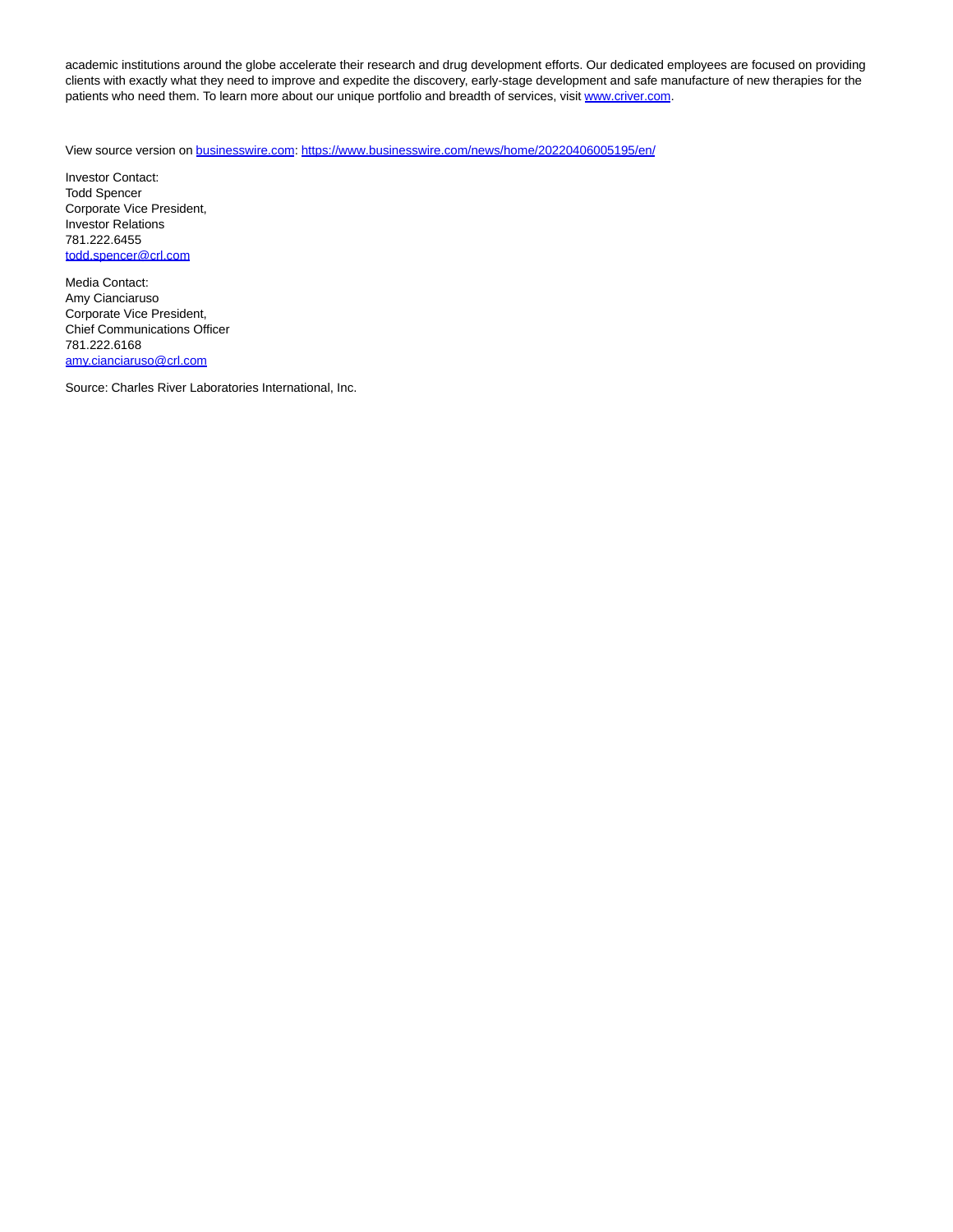academic institutions around the globe accelerate their research and drug development efforts. Our dedicated employees are focused on providing clients with exactly what they need to improve and expedite the discovery, early-stage development and safe manufacture of new therapies for the patients who need them. To learn more about our unique portfolio and breadth of services, visit [www.criver.com](www.criver.com).

View source version on [businesswire.com](businesswire.com): [https://www.businesswire.com/news/home/20220406005195/en/](https://www.businesswire.com/news/home/20220406005195/en/)

Investor Contact:
Todd Spencer
Corporate Vice President,
Investor Relations
781.222.6455
[todd.spencer@crl.com](mailto:todd.spencer@crl.com)

Media Contact:
Amy Cianciaruso
Corporate Vice President,
Chief Communications Officer
781.222.6168
[amy.cianciaruso@crl.com](mailto:amy.cianciaruso@crl.com)

Source: Charles River Laboratories International, Inc.